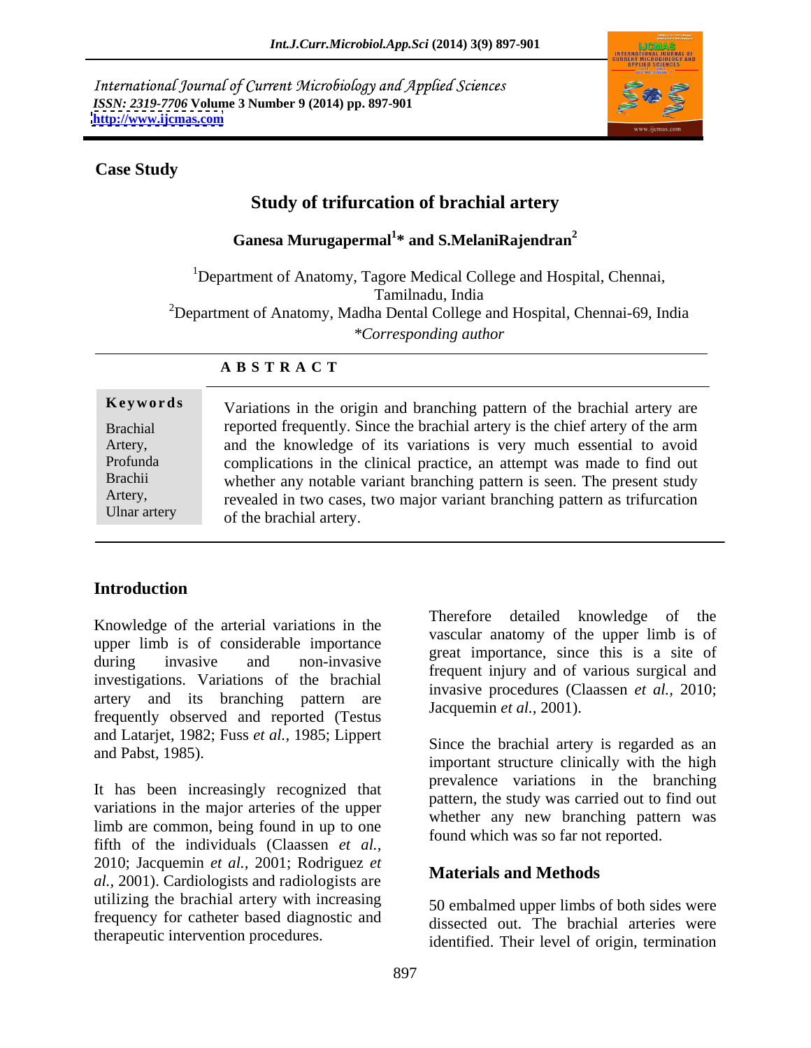International Journal of Current Microbiology and Applied Sciences
*ISSN: 2319-7706* **Volume 3 Number 9 (2014) pp. 897-901**
**http://www.ijcmas.com**

**Case Study**

# Study of trifurcation of brachial artery

**Ganesa Murugapermal[1]* and S.MelaniRajendran[2]**

[1]Department of Anatomy, Tagore Medical College and Hospital, Chennai, Tamilnadu, India

[2]Department of Anatomy, Madha Dental College and Hospital, Chennai-69, India

*\*Corresponding author*

## ABSTRACT

**Keywords**

Brachial Artery, Profunda Brachii Artery, Ulnar artery

Variations in the origin and branching pattern of the brachial artery are reported frequently. Since the brachial artery is the chief artery of the arm and the knowledge of its variations is very much essential to avoid complications in the clinical practice, an attempt was made to find out whether any notable variant branching pattern is seen. The present study revealed in two cases, two major variant branching pattern as trifurcation of the brachial artery.

## Introduction

Knowledge of the arterial variations in the upper limb is of considerable importance during invasive and non-invasive investigations. Variations of the brachial artery and its branching pattern are frequently observed and reported (Testus and Latarjet, 1982; Fuss *et al.,* 1985; Lippert and Pabst, 1985).

It has been increasingly recognized that variations in the major arteries of the upper limb are common, being found in up to one fifth of the individuals (Claassen *et al.,* 2010; Jacquemin *et al.,* 2001; Rodriguez *et al.,* 2001). Cardiologists and radiologists are utilizing the brachial artery with increasing frequency for catheter based diagnostic and therapeutic intervention procedures.

Therefore detailed knowledge of the vascular anatomy of the upper limb is of great importance, since this is a site of frequent injury and of various surgical and invasive procedures (Claassen *et al.,* 2010; Jacquemin *et al.,* 2001).

Since the brachial artery is regarded as an important structure clinically with the high prevalence variations in the branching pattern, the study was carried out to find out whether any new branching pattern was found which was so far not reported.

## Materials and Methods

50 embalmed upper limbs of both sides were dissected out. The brachial arteries were identified. Their level of origin, termination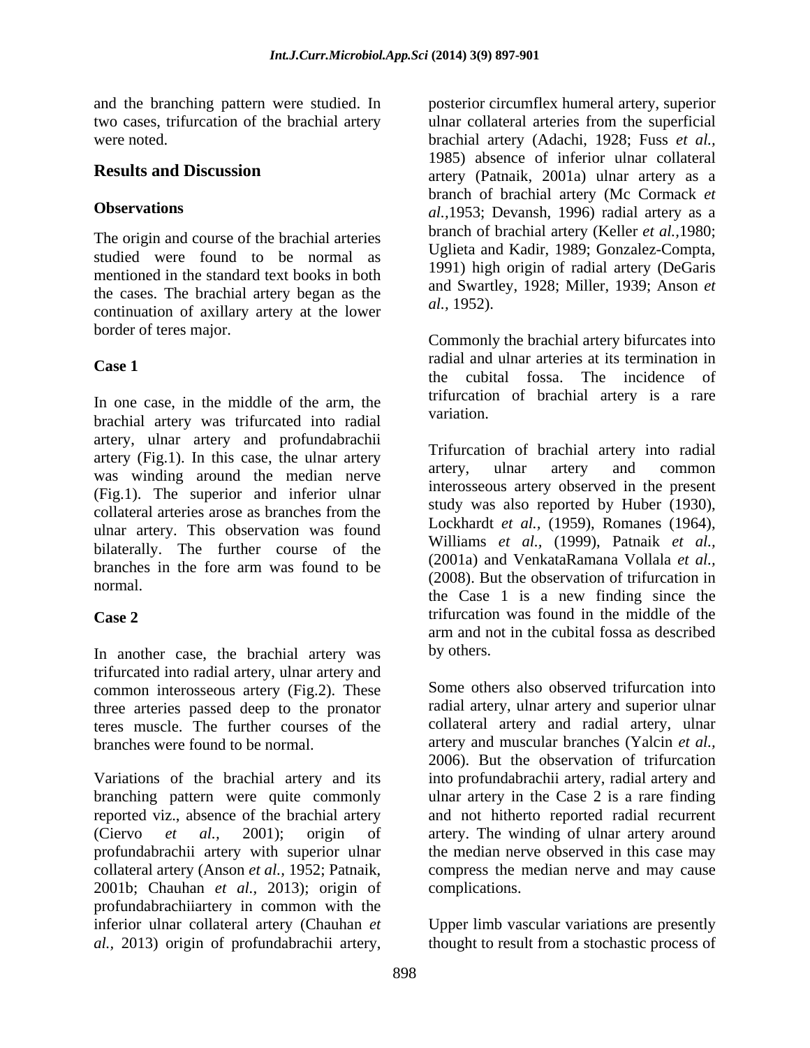and the branching pattern were studied. In two cases, trifurcation of the brachial artery were noted.

## Results and Discussion

### Observations

The origin and course of the brachial arteries studied were found to be normal as mentioned in the standard text books in both the cases. The brachial artery began as the continuation of axillary artery at the lower border of teres major.

### Case 1

In one case, in the middle of the arm, the brachial artery was trifurcated into radial artery, ulnar artery and profundabrachii artery (Fig.1). In this case, the ulnar artery was winding around the median nerve (Fig.1). The superior and inferior ulnar collateral arteries arose as branches from the ulnar artery. This observation was found bilaterally. The further course of the branches in the fore arm was found to be normal.

### Case 2

In another case, the brachial artery was trifurcated into radial artery, ulnar artery and common interosseous artery (Fig.2). These three arteries passed deep to the pronator teres muscle. The further courses of the branches were found to be normal.

Variations of the brachial artery and its branching pattern were quite commonly reported viz., absence of the brachial artery (Ciervo *et al.,* 2001); origin of profundabrachii artery with superior ulnar collateral artery (Anson *et al.,* 1952; Patnaik, 2001b; Chauhan *et al.,* 2013); origin of profundabrachiiartery in common with the inferior ulnar collateral artery (Chauhan *et al.,* 2013) origin of profundabrachii artery, posterior circumflex humeral artery, superior ulnar collateral arteries from the superficial brachial artery (Adachi, 1928; Fuss *et al.,* 1985) absence of inferior ulnar collateral artery (Patnaik, 2001a) ulnar artery as a branch of brachial artery (Mc Cormack *et al.,*1953; Devansh, 1996) radial artery as a branch of brachial artery (Keller *et al.,*1980; Uglieta and Kadir, 1989; Gonzalez-Compta, 1991) high origin of radial artery (DeGaris and Swartley, 1928; Miller, 1939; Anson *et al.,* 1952).

Commonly the brachial artery bifurcates into radial and ulnar arteries at its termination in the cubital fossa. The incidence of trifurcation of brachial artery is a rare variation.

Trifurcation of brachial artery into radial artery, ulnar artery and common interosseous artery observed in the present study was also reported by Huber (1930), Lockhardt *et al.,* (1959), Romanes (1964), Williams *et al.,* (1999), Patnaik *et al.,* (2001a) and VenkataRamana Vollala *et al.,* (2008). But the observation of trifurcation in the Case 1 is a new finding since the trifurcation was found in the middle of the arm and not in the cubital fossa as described by others.

Some others also observed trifurcation into radial artery, ulnar artery and superior ulnar collateral artery and radial artery, ulnar artery and muscular branches (Yalcin *et al.,* 2006). But the observation of trifurcation into profundabrachii artery, radial artery and ulnar artery in the Case 2 is a rare finding and not hitherto reported radial recurrent artery. The winding of ulnar artery around the median nerve observed in this case may compress the median nerve and may cause complications.

Upper limb vascular variations are presently thought to result from a stochastic process of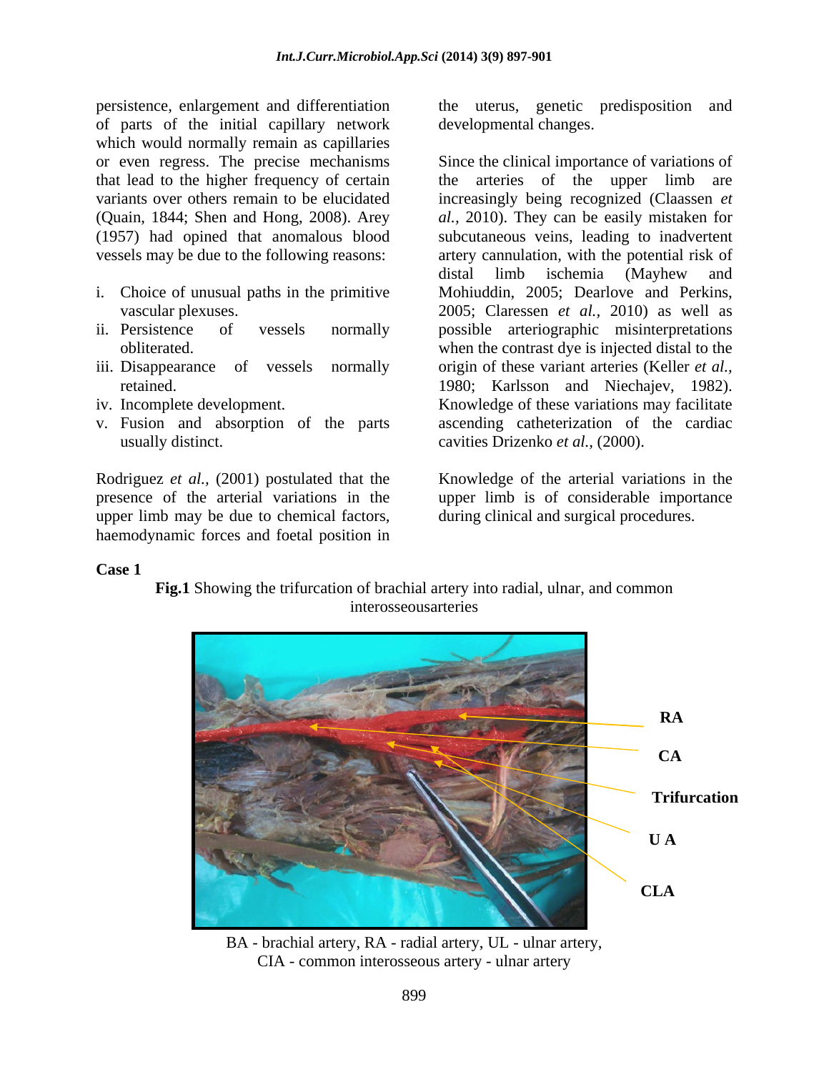persistence, enlargement and differentiation of parts of the initial capillary network which would normally remain as capillaries or even regress. The precise mechanisms that lead to the higher frequency of certain variants over others remain to be elucidated (Quain, 1844; Shen and Hong, 2008). Arey (1957) had opined that anomalous blood vessels may be due to the following reasons:

i. Choice of unusual paths in the primitive vascular plexuses.
ii. Persistence of vessels normally obliterated.
iii. Disappearance of vessels normally retained.
iv. Incomplete development.
v. Fusion and absorption of the parts usually distinct.

Rodriguez *et al.,* (2001) postulated that the presence of the arterial variations in the upper limb may be due to chemical factors, haemodynamic forces and foetal position in the uterus, genetic predisposition and developmental changes.

Since the clinical importance of variations of the arteries of the upper limb are increasingly being recognized (Claassen *et al.,* 2010). They can be easily mistaken for subcutaneous veins, leading to inadvertent artery cannulation, with the potential risk of distal limb ischemia (Mayhew and Mohiuddin, 2005; Dearlove and Perkins, 2005; Claressen *et al.,* 2010) as well as possible arteriographic misinterpretations when the contrast dye is injected distal to the origin of these variant arteries (Keller *et al.,* 1980; Karlsson and Niechajev, 1982). Knowledge of these variations may facilitate ascending catheterization of the cardiac cavities Drizenko *et al.,* (2000).

Knowledge of the arterial variations in the upper limb is of considerable importance during clinical and surgical procedures.

**Case 1**

**Fig.1** Showing the trifurcation of brachial artery into radial, ulnar, and common interosseousarteries

RA

CA

Trifurcation

U A

CLA

BA - brachial artery, RA - radial artery, UL - ulnar artery,
CIA - common interosseous artery - ulnar artery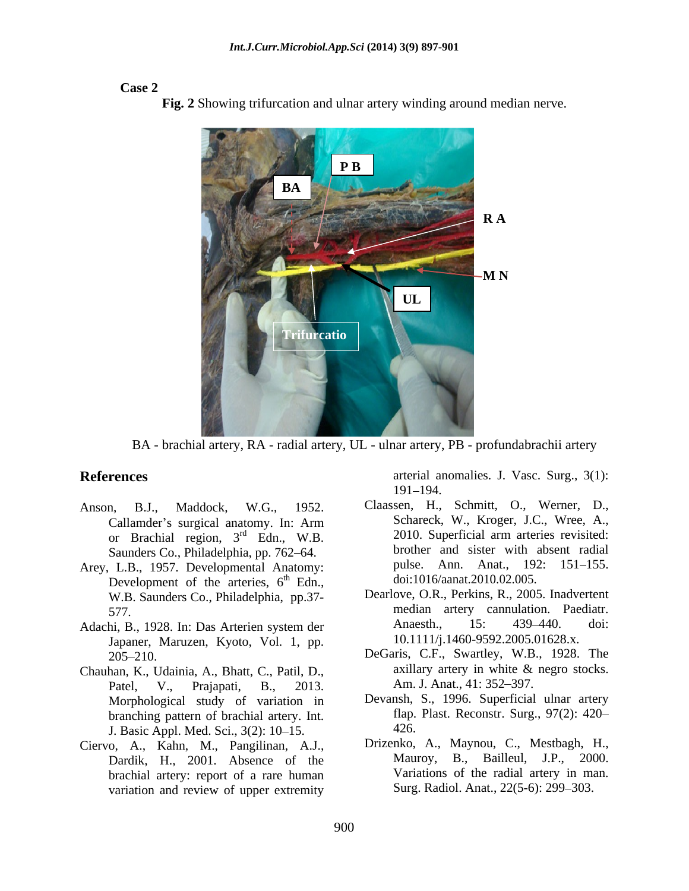**Case 2**

**Fig. 2** Showing trifurcation and ulnar artery winding around median nerve.

BA - brachial artery, RA - radial artery, UL - ulnar artery, PB - profundabrachii artery

## References

Anson, B.J., Maddock, W.G., 1952. Callamder's surgical anatomy. In: Arm or Brachial region, 3rd Edn., W.B. Saunders Co., Philadelphia, pp. 762–64.

Arey, L.B., 1957. Developmental Anatomy: Development of the arteries, 6th Edn., W.B. Saunders Co., Philadelphia, pp.37-577.

Adachi, B., 1928. In: Das Arterien system der Japaner, Maruzen, Kyoto, Vol. 1, pp. 205–210.

Chauhan, K., Udainia, A., Bhatt, C., Patil, D., Patel, V., Prajapati, B., 2013. Morphological study of variation in branching pattern of brachial artery. Int. J. Basic Appl. Med. Sci., 3(2): 10–15.

Ciervo, A., Kahn, M., Pangilinan, A.J., Dardik, H., 2001. Absence of the brachial artery: report of a rare human variation and review of upper extremity arterial anomalies. J. Vasc. Surg., 3(1): 191–194.

Claassen, H., Schmitt, O., Werner, D., Schareck, W., Kroger, J.C., Wree, A., 2010. Superficial arm arteries revisited: brother and sister with absent radial pulse. Ann. Anat., 192: 151–155. doi:1016/aanat.2010.02.005.

Dearlove, O.R., Perkins, R., 2005. Inadvertent median artery cannulation. Paediatr. Anaesth., 15: 439–440. doi: 10.1111/j.1460-9592.2005.01628.x.

DeGaris, C.F., Swartley, W.B., 1928. The axillary artery in white & negro stocks. Am. J. Anat., 41: 352–397.

Devansh, S., 1996. Superficial ulnar artery flap. Plast. Reconstr. Surg., 97(2): 420–426.

Drizenko, A., Maynou, C., Mestbagh, H., Mauroy, B., Bailleul, J.P., 2000. Variations of the radial artery in man. Surg. Radiol. Anat., 22(5-6): 299–303.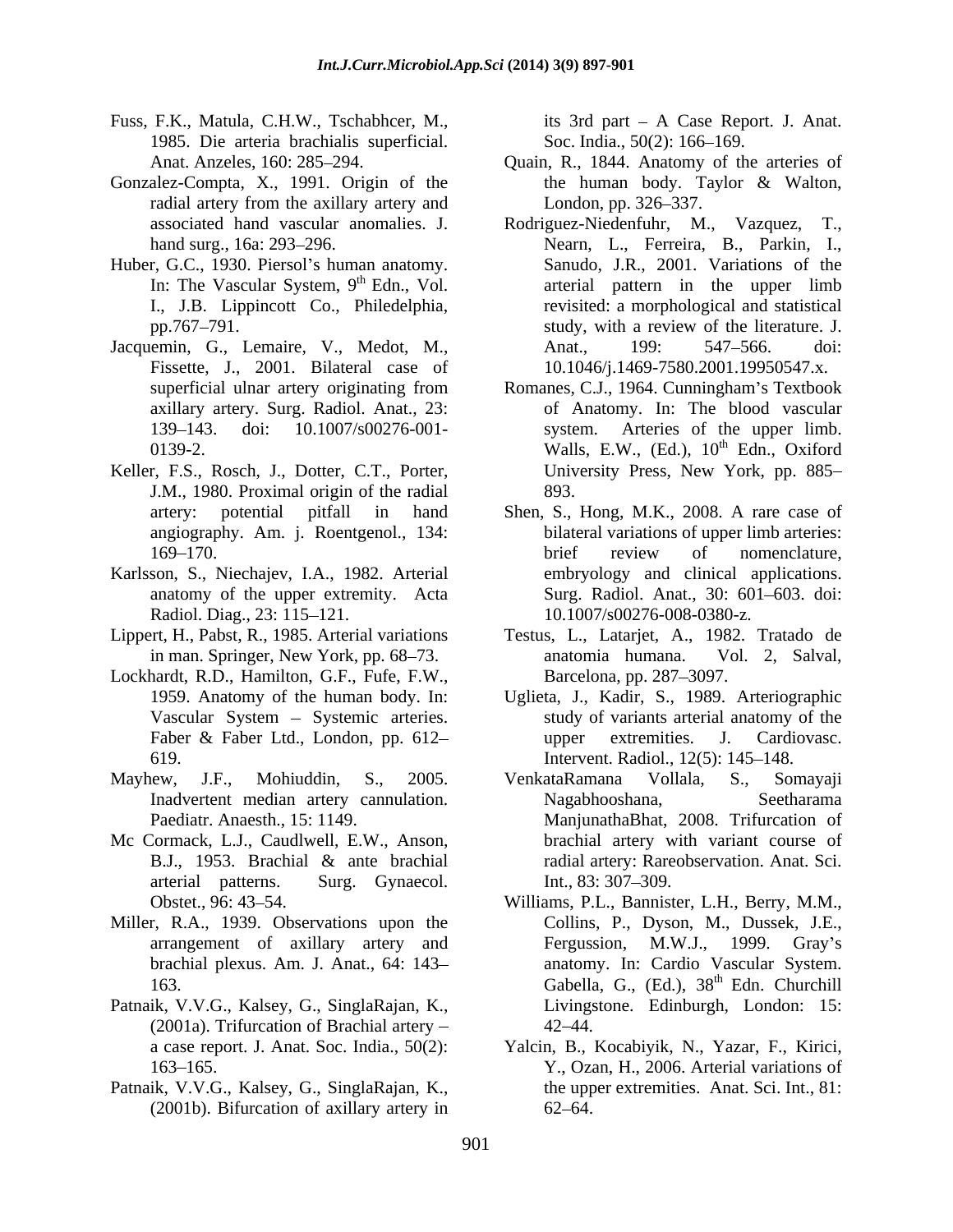Fuss, F.K., Matula, C.H.W., Tschabhcer, M., 1985. Die arteria brachialis superficial. Anat. Anzeles, 160: 285–294.

Gonzalez-Compta, X., 1991. Origin of the radial artery from the axillary artery and associated hand vascular anomalies. J. hand surg., 16a: 293–296.

Huber, G.C., 1930. Piersol's human anatomy. In: The Vascular System, 9th Edn., Vol. I., J.B. Lippincott Co., Philedelphia, pp.767–791.

Jacquemin, G., Lemaire, V., Medot, M., Fissette, J., 2001. Bilateral case of superficial ulnar artery originating from axillary artery. Surg. Radiol. Anat., 23: 139–143. doi: 10.1007/s00276-001-0139-2.

Keller, F.S., Rosch, J., Dotter, C.T., Porter, J.M., 1980. Proximal origin of the radial artery: potential pitfall in hand angiography. Am. j. Roentgenol., 134: 169–170.

Karlsson, S., Niechajev, I.A., 1982. Arterial anatomy of the upper extremity. Acta Radiol. Diag., 23: 115–121.

Lippert, H., Pabst, R., 1985. Arterial variations in man. Springer, New York, pp. 68–73.

Lockhardt, R.D., Hamilton, G.F., Fufe, F.W., 1959. Anatomy of the human body. In: Vascular System – Systemic arteries. Faber & Faber Ltd., London, pp. 612–619.

Mayhew, J.F., Mohiuddin, S., 2005. Inadvertent median artery cannulation. Paediatr. Anaesth., 15: 1149.

Mc Cormack, L.J., Caudlwell, E.W., Anson, B.J., 1953. Brachial & ante brachial arterial patterns. Surg. Gynaecol. Obstet., 96: 43–54.

Miller, R.A., 1939. Observations upon the arrangement of axillary artery and brachial plexus. Am. J. Anat., 64: 143–163.

Patnaik, V.V.G., Kalsey, G., SinglaRajan, K., (2001a). Trifurcation of Brachial artery – a case report. J. Anat. Soc. India., 50(2): 163–165.

Patnaik, V.V.G., Kalsey, G., SinglaRajan, K., (2001b). Bifurcation of axillary artery in its 3rd part – A Case Report. J. Anat. Soc. India., 50(2): 166–169.

Quain, R., 1844. Anatomy of the arteries of the human body. Taylor & Walton, London, pp. 326–337.

Rodriguez-Niedenfuhr, M., Vazquez, T., Nearn, L., Ferreira, B., Parkin, I., Sanudo, J.R., 2001. Variations of the arterial pattern in the upper limb revisited: a morphological and statistical study, with a review of the literature. J. Anat., 199: 547–566. doi: 10.1046/j.1469-7580.2001.19950547.x.

Romanes, C.J., 1964. Cunningham's Textbook of Anatomy. In: The blood vascular system. Arteries of the upper limb. Walls, E.W., (Ed.), 10th Edn., Oxiford University Press, New York, pp. 885–893.

Shen, S., Hong, M.K., 2008. A rare case of bilateral variations of upper limb arteries: brief review of nomenclature, embryology and clinical applications. Surg. Radiol. Anat., 30: 601–603. doi: 10.1007/s00276-008-0380-z.

Testus, L., Latarjet, A., 1982. Tratado de anatomia humana. Vol. 2, Salval, Barcelona, pp. 287–3097.

Uglieta, J., Kadir, S., 1989. Arteriographic study of variants arterial anatomy of the upper extremities. J. Cardiovasc. Intervent. Radiol., 12(5): 145–148.

VenkataRamana Vollala, S., Somayaji Nagabhooshana, Seetharama ManjunathaBhat, 2008. Trifurcation of brachial artery with variant course of radial artery: Rareobservation. Anat. Sci. Int., 83: 307–309.

Williams, P.L., Bannister, L.H., Berry, M.M., Collins, P., Dyson, M., Dussek, J.E., Fergussion, M.W.J., 1999. Gray's anatomy. In: Cardio Vascular System. Gabella, G., (Ed.), 38th Edn. Churchill Livingstone. Edinburgh, London: 15: 42–44.

Yalcin, B., Kocabiyik, N., Yazar, F., Kirici, Y., Ozan, H., 2006. Arterial variations of the upper extremities. Anat. Sci. Int., 81: 62–64.